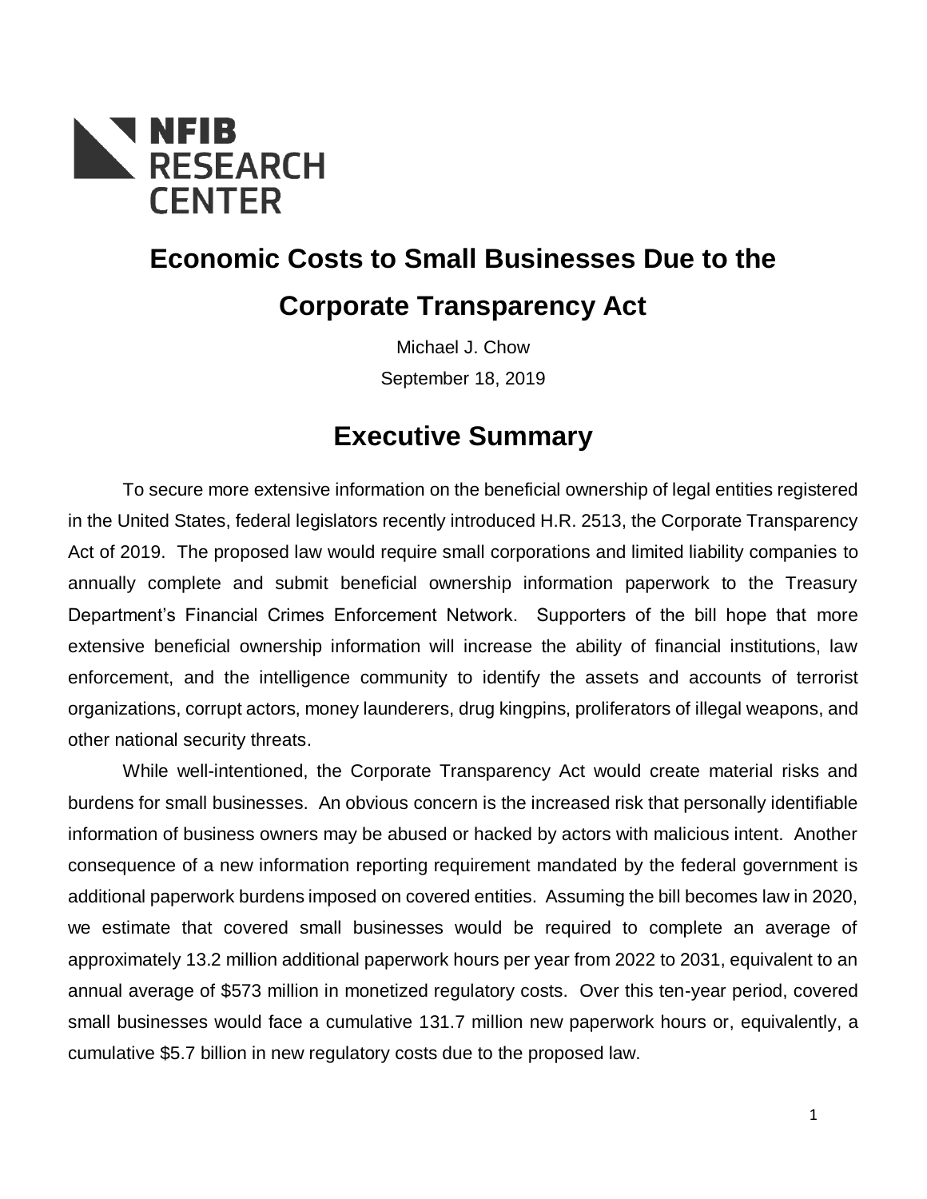NFIB RESEARCH CENTER

# Economic Costs to Small Businesses Due to the Corporate Transparency Act

Michael J. Chow

September 18, 2019

## Executive Summary

To secure more extensive information on the beneficial ownership of legal entities registered in the United States, federal legislators recently introduced H.R. 2513, the Corporate Transparency Act of 2019. The proposed law would require small corporations and limited liability companies to annually complete and submit beneficial ownership information paperwork to the Treasury Department's Financial Crimes Enforcement Network. Supporters of the bill hope that more extensive beneficial ownership information will increase the ability of financial institutions, law enforcement, and the intelligence community to identify the assets and accounts of terrorist organizations, corrupt actors, money launderers, drug kingpins, proliferators of illegal weapons, and other national security threats.

While well-intentioned, the Corporate Transparency Act would create material risks and burdens for small businesses. An obvious concern is the increased risk that personally identifiable information of business owners may be abused or hacked by actors with malicious intent. Another consequence of a new information reporting requirement mandated by the federal government is additional paperwork burdens imposed on covered entities. Assuming the bill becomes law in 2020, we estimate that covered small businesses would be required to complete an average of approximately 13.2 million additional paperwork hours per year from 2022 to 2031, equivalent to an annual average of $573 million in monetized regulatory costs. Over this ten-year period, covered small businesses would face a cumulative 131.7 million new paperwork hours or, equivalently, a cumulative $5.7 billion in new regulatory costs due to the proposed law.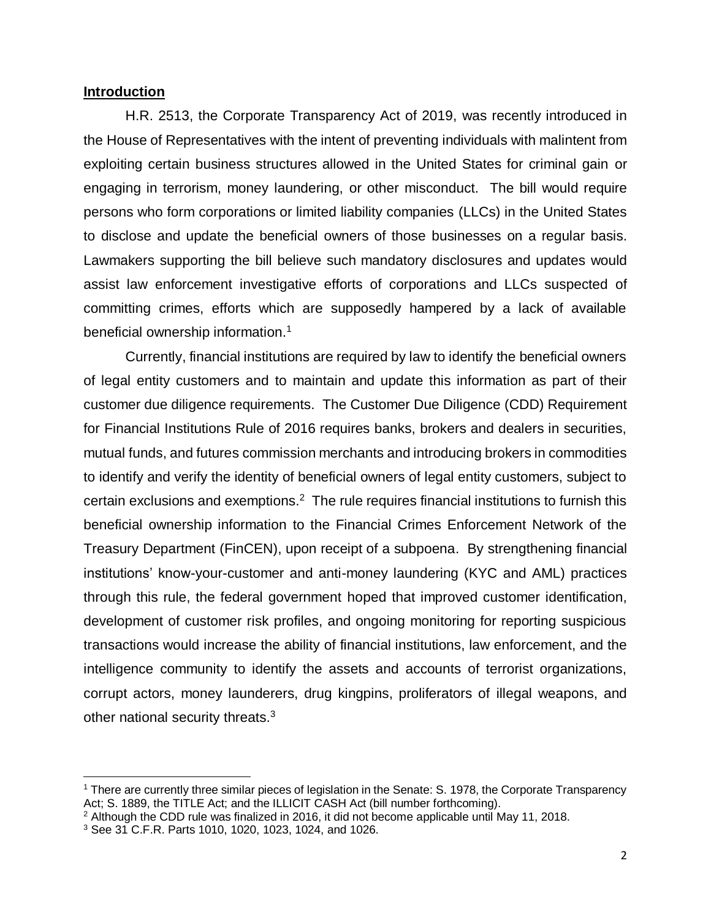## **Introduction**

H.R. 2513, the Corporate Transparency Act of 2019, was recently introduced in the House of Representatives with the intent of preventing individuals with malintent from exploiting certain business structures allowed in the United States for criminal gain or engaging in terrorism, money laundering, or other misconduct. The bill would require persons who form corporations or limited liability companies (LLCs) in the United States to disclose and update the beneficial owners of those businesses on a regular basis. Lawmakers supporting the bill believe such mandatory disclosures and updates would assist law enforcement investigative efforts of corporations and LLCs suspected of committing crimes, efforts which are supposedly hampered by a lack of available beneficial ownership information.[1]

Currently, financial institutions are required by law to identify the beneficial owners of legal entity customers and to maintain and update this information as part of their customer due diligence requirements. The Customer Due Diligence (CDD) Requirement for Financial Institutions Rule of 2016 requires banks, brokers and dealers in securities, mutual funds, and futures commission merchants and introducing brokers in commodities to identify and verify the identity of beneficial owners of legal entity customers, subject to certain exclusions and exemptions.[2] The rule requires financial institutions to furnish this beneficial ownership information to the Financial Crimes Enforcement Network of the Treasury Department (FinCEN), upon receipt of a subpoena. By strengthening financial institutions' know-your-customer and anti-money laundering (KYC and AML) practices through this rule, the federal government hoped that improved customer identification, development of customer risk profiles, and ongoing monitoring for reporting suspicious transactions would increase the ability of financial institutions, law enforcement, and the intelligence community to identify the assets and accounts of terrorist organizations, corrupt actors, money launderers, drug kingpins, proliferators of illegal weapons, and other national security threats.[3]

---

[1] There are currently three similar pieces of legislation in the Senate: S. 1978, the Corporate Transparency Act; S. 1889, the TITLE Act; and the ILLICIT CASH Act (bill number forthcoming).

[2] Although the CDD rule was finalized in 2016, it did not become applicable until May 11, 2018.

[3] See 31 C.F.R. Parts 1010, 1020, 1023, 1024, and 1026.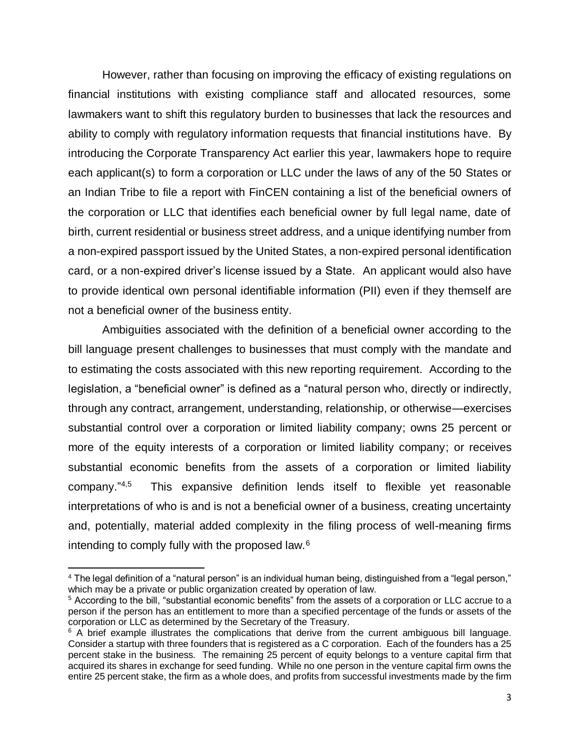However, rather than focusing on improving the efficacy of existing regulations on financial institutions with existing compliance staff and allocated resources, some lawmakers want to shift this regulatory burden to businesses that lack the resources and ability to comply with regulatory information requests that financial institutions have. By introducing the Corporate Transparency Act earlier this year, lawmakers hope to require each applicant(s) to form a corporation or LLC under the laws of any of the 50 States or an Indian Tribe to file a report with FinCEN containing a list of the beneficial owners of the corporation or LLC that identifies each beneficial owner by full legal name, date of birth, current residential or business street address, and a unique identifying number from a non-expired passport issued by the United States, a non-expired personal identification card, or a non-expired driver's license issued by a State. An applicant would also have to provide identical own personal identifiable information (PII) even if they themself are not a beneficial owner of the business entity.

Ambiguities associated with the definition of a beneficial owner according to the bill language present challenges to businesses that must comply with the mandate and to estimating the costs associated with this new reporting requirement. According to the legislation, a "beneficial owner" is defined as a "natural person who, directly or indirectly, through any contract, arrangement, understanding, relationship, or otherwise—exercises substantial control over a corporation or limited liability company; owns 25 percent or more of the equity interests of a corporation or limited liability company; or receives substantial economic benefits from the assets of a corporation or limited liability company."[4,5] This expansive definition lends itself to flexible yet reasonable interpretations of who is and is not a beneficial owner of a business, creating uncertainty and, potentially, material added complexity in the filing process of well-meaning firms intending to comply fully with the proposed law.[6]

---

[4] The legal definition of a "natural person" is an individual human being, distinguished from a "legal person," which may be a private or public organization created by operation of law.

[5] According to the bill, "substantial economic benefits" from the assets of a corporation or LLC accrue to a person if the person has an entitlement to more than a specified percentage of the funds or assets of the corporation or LLC as determined by the Secretary of the Treasury.

[6] A brief example illustrates the complications that derive from the current ambiguous bill language. Consider a startup with three founders that is registered as a C corporation. Each of the founders has a 25 percent stake in the business. The remaining 25 percent of equity belongs to a venture capital firm that acquired its shares in exchange for seed funding. While no one person in the venture capital firm owns the entire 25 percent stake, the firm as a whole does, and profits from successful investments made by the firm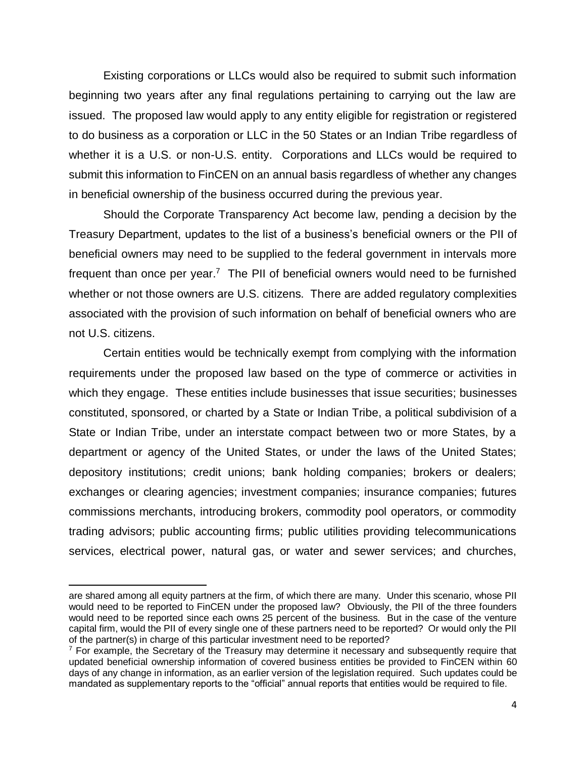Existing corporations or LLCs would also be required to submit such information beginning two years after any final regulations pertaining to carrying out the law are issued. The proposed law would apply to any entity eligible for registration or registered to do business as a corporation or LLC in the 50 States or an Indian Tribe regardless of whether it is a U.S. or non-U.S. entity. Corporations and LLCs would be required to submit this information to FinCEN on an annual basis regardless of whether any changes in beneficial ownership of the business occurred during the previous year.

Should the Corporate Transparency Act become law, pending a decision by the Treasury Department, updates to the list of a business's beneficial owners or the PII of beneficial owners may need to be supplied to the federal government in intervals more frequent than once per year.[7] The PII of beneficial owners would need to be furnished whether or not those owners are U.S. citizens. There are added regulatory complexities associated with the provision of such information on behalf of beneficial owners who are not U.S. citizens.

Certain entities would be technically exempt from complying with the information requirements under the proposed law based on the type of commerce or activities in which they engage. These entities include businesses that issue securities; businesses constituted, sponsored, or charted by a State or Indian Tribe, a political subdivision of a State or Indian Tribe, under an interstate compact between two or more States, by a department or agency of the United States, or under the laws of the United States; depository institutions; credit unions; bank holding companies; brokers or dealers; exchanges or clearing agencies; investment companies; insurance companies; futures commissions merchants, introducing brokers, commodity pool operators, or commodity trading advisors; public accounting firms; public utilities providing telecommunications services, electrical power, natural gas, or water and sewer services; and churches,

---

are shared among all equity partners at the firm, of which there are many. Under this scenario, whose PII would need to be reported to FinCEN under the proposed law? Obviously, the PII of the three founders would need to be reported since each owns 25 percent of the business. But in the case of the venture capital firm, would the PII of every single one of these partners need to be reported? Or would only the PII of the partner(s) in charge of this particular investment need to be reported?

[7] For example, the Secretary of the Treasury may determine it necessary and subsequently require that updated beneficial ownership information of covered business entities be provided to FinCEN within 60 days of any change in information, as an earlier version of the legislation required. Such updates could be mandated as supplementary reports to the "official" annual reports that entities would be required to file.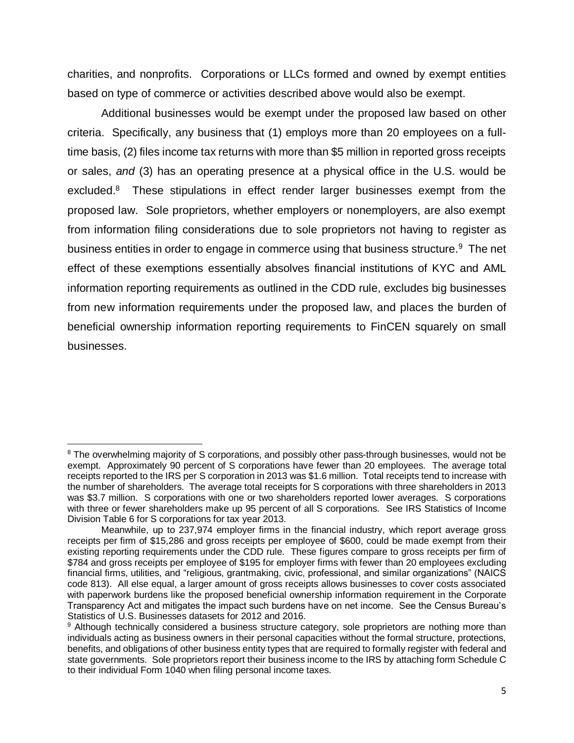charities, and nonprofits. Corporations or LLCs formed and owned by exempt entities based on type of commerce or activities described above would also be exempt.

Additional businesses would be exempt under the proposed law based on other criteria. Specifically, any business that (1) employs more than 20 employees on a full-time basis, (2) files income tax returns with more than $5 million in reported gross receipts or sales, *and* (3) has an operating presence at a physical office in the U.S. would be excluded.[8] These stipulations in effect render larger businesses exempt from the proposed law. Sole proprietors, whether employers or nonemployers, are also exempt from information filing considerations due to sole proprietors not having to register as business entities in order to engage in commerce using that business structure.[9] The net effect of these exemptions essentially absolves financial institutions of KYC and AML information reporting requirements as outlined in the CDD rule, excludes big businesses from new information requirements under the proposed law, and places the burden of beneficial ownership information reporting requirements to FinCEN squarely on small businesses.

---

[8] The overwhelming majority of S corporations, and possibly other pass-through businesses, would not be exempt. Approximately 90 percent of S corporations have fewer than 20 employees. The average total receipts reported to the IRS per S corporation in 2013 was $1.6 million. Total receipts tend to increase with the number of shareholders. The average total receipts for S corporations with three shareholders in 2013 was $3.7 million. S corporations with one or two shareholders reported lower averages. S corporations with three or fewer shareholders make up 95 percent of all S corporations. See IRS Statistics of Income Division Table 6 for S corporations for tax year 2013.

Meanwhile, up to 237,974 employer firms in the financial industry, which report average gross receipts per firm of $15,286 and gross receipts per employee of $600, could be made exempt from their existing reporting requirements under the CDD rule. These figures compare to gross receipts per firm of $784 and gross receipts per employee of $195 for employer firms with fewer than 20 employees excluding financial firms, utilities, and "religious, grantmaking, civic, professional, and similar organizations" (NAICS code 813). All else equal, a larger amount of gross receipts allows businesses to cover costs associated with paperwork burdens like the proposed beneficial ownership information requirement in the Corporate Transparency Act and mitigates the impact such burdens have on net income. See the Census Bureau's Statistics of U.S. Businesses datasets for 2012 and 2016.

[9] Although technically considered a business structure category, sole proprietors are nothing more than individuals acting as business owners in their personal capacities without the formal structure, protections, benefits, and obligations of other business entity types that are required to formally register with federal and state governments. Sole proprietors report their business income to the IRS by attaching form Schedule C to their individual Form 1040 when filing personal income taxes.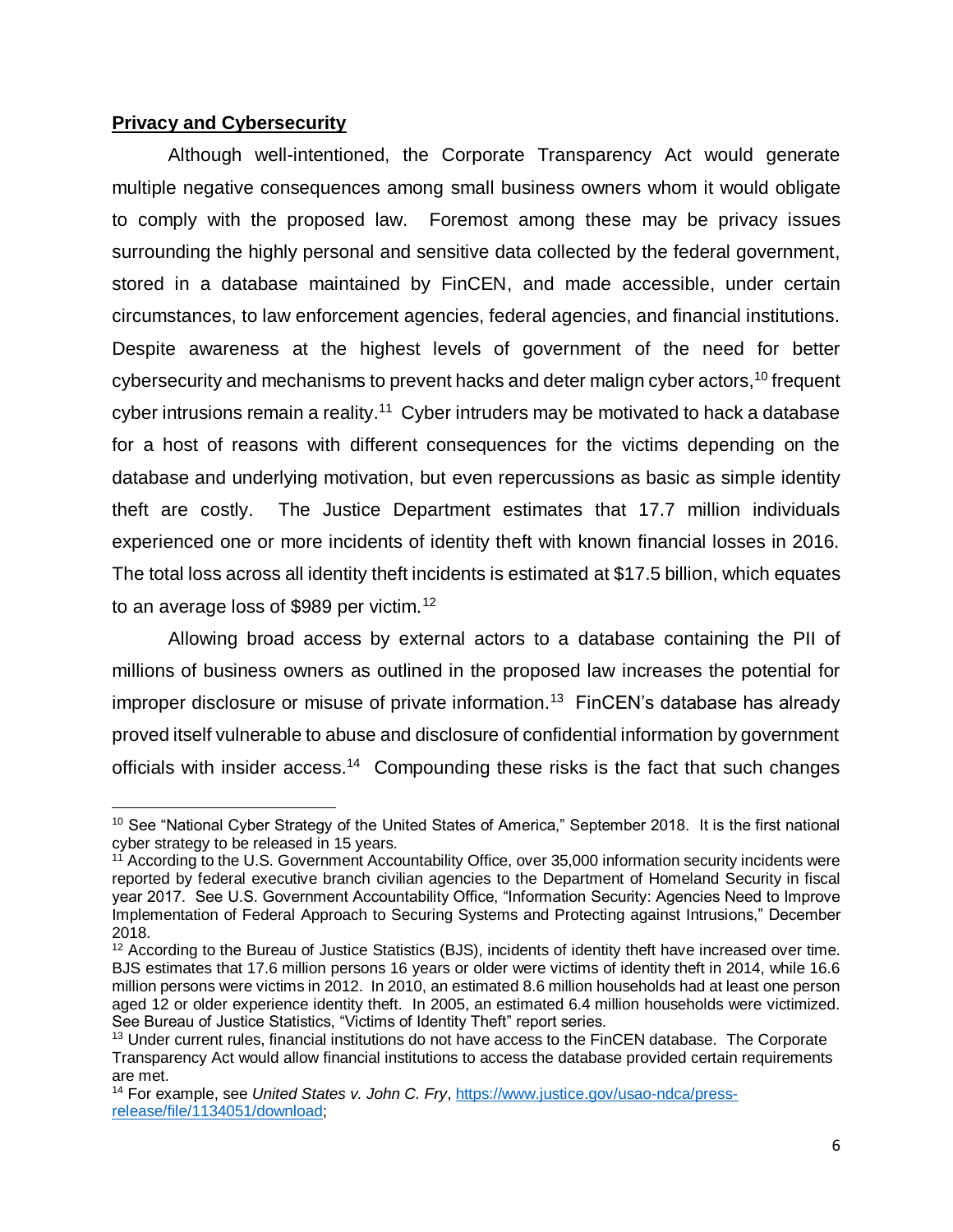**Privacy and Cybersecurity**

Although well-intentioned, the Corporate Transparency Act would generate multiple negative consequences among small business owners whom it would obligate to comply with the proposed law. Foremost among these may be privacy issues surrounding the highly personal and sensitive data collected by the federal government, stored in a database maintained by FinCEN, and made accessible, under certain circumstances, to law enforcement agencies, federal agencies, and financial institutions. Despite awareness at the highest levels of government of the need for better cybersecurity and mechanisms to prevent hacks and deter malign cyber actors,[10] frequent cyber intrusions remain a reality.[11] Cyber intruders may be motivated to hack a database for a host of reasons with different consequences for the victims depending on the database and underlying motivation, but even repercussions as basic as simple identity theft are costly. The Justice Department estimates that 17.7 million individuals experienced one or more incidents of identity theft with known financial losses in 2016. The total loss across all identity theft incidents is estimated at $17.5 billion, which equates to an average loss of $989 per victim.[12]

Allowing broad access by external actors to a database containing the PII of millions of business owners as outlined in the proposed law increases the potential for improper disclosure or misuse of private information.[13] FinCEN's database has already proved itself vulnerable to abuse and disclosure of confidential information by government officials with insider access.[14] Compounding these risks is the fact that such changes

---

[10] See "National Cyber Strategy of the United States of America," September 2018. It is the first national cyber strategy to be released in 15 years.

[11] According to the U.S. Government Accountability Office, over 35,000 information security incidents were reported by federal executive branch civilian agencies to the Department of Homeland Security in fiscal year 2017. See U.S. Government Accountability Office, "Information Security: Agencies Need to Improve Implementation of Federal Approach to Securing Systems and Protecting against Intrusions," December 2018.

[12] According to the Bureau of Justice Statistics (BJS), incidents of identity theft have increased over time. BJS estimates that 17.6 million persons 16 years or older were victims of identity theft in 2014, while 16.6 million persons were victims in 2012. In 2010, an estimated 8.6 million households had at least one person aged 12 or older experience identity theft. In 2005, an estimated 6.4 million households were victimized. See Bureau of Justice Statistics, "Victims of Identity Theft" report series.

[13] Under current rules, financial institutions do not have access to the FinCEN database. The Corporate Transparency Act would allow financial institutions to access the database provided certain requirements are met.

[14] For example, see *United States v. John C. Fry*, [https://www.justice.gov/usao-ndca/press-release/file/1134051/download](https://www.justice.gov/usao-ndca/press-release/file/1134051/download);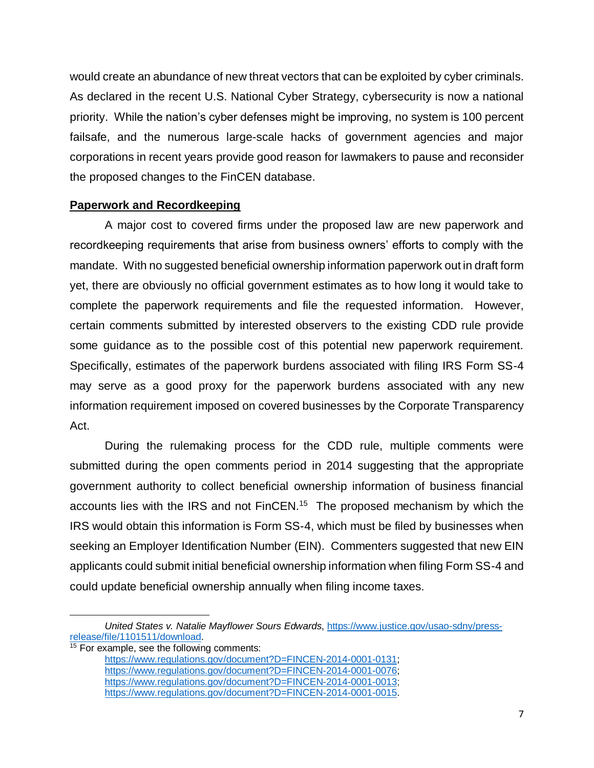would create an abundance of new threat vectors that can be exploited by cyber criminals. As declared in the recent U.S. National Cyber Strategy, cybersecurity is now a national priority. While the nation's cyber defenses might be improving, no system is 100 percent failsafe, and the numerous large-scale hacks of government agencies and major corporations in recent years provide good reason for lawmakers to pause and reconsider the proposed changes to the FinCEN database.

**<u>Paperwork and Recordkeeping</u>**

A major cost to covered firms under the proposed law are new paperwork and recordkeeping requirements that arise from business owners' efforts to comply with the mandate. With no suggested beneficial ownership information paperwork out in draft form yet, there are obviously no official government estimates as to how long it would take to complete the paperwork requirements and file the requested information. However, certain comments submitted by interested observers to the existing CDD rule provide some guidance as to the possible cost of this potential new paperwork requirement. Specifically, estimates of the paperwork burdens associated with filing IRS Form SS-4 may serve as a good proxy for the paperwork burdens associated with any new information requirement imposed on covered businesses by the Corporate Transparency Act.

During the rulemaking process for the CDD rule, multiple comments were submitted during the open comments period in 2014 suggesting that the appropriate government authority to collect beneficial ownership information of business financial accounts lies with the IRS and not FinCEN.[15] The proposed mechanism by which the IRS would obtain this information is Form SS-4, which must be filed by businesses when seeking an Employer Identification Number (EIN). Commenters suggested that new EIN applicants could submit initial beneficial ownership information when filing Form SS-4 and could update beneficial ownership annually when filing income taxes.

---

*United States v. Natalie Mayflower Sours Edwards*, https://www.justice.gov/usao-sdny/press-release/file/1101511/download.

[15] For example, see the following comments:
https://www.regulations.gov/document?D=FINCEN-2014-0001-0131;
https://www.regulations.gov/document?D=FINCEN-2014-0001-0076;
https://www.regulations.gov/document?D=FINCEN-2014-0001-0013;
https://www.regulations.gov/document?D=FINCEN-2014-0001-0015.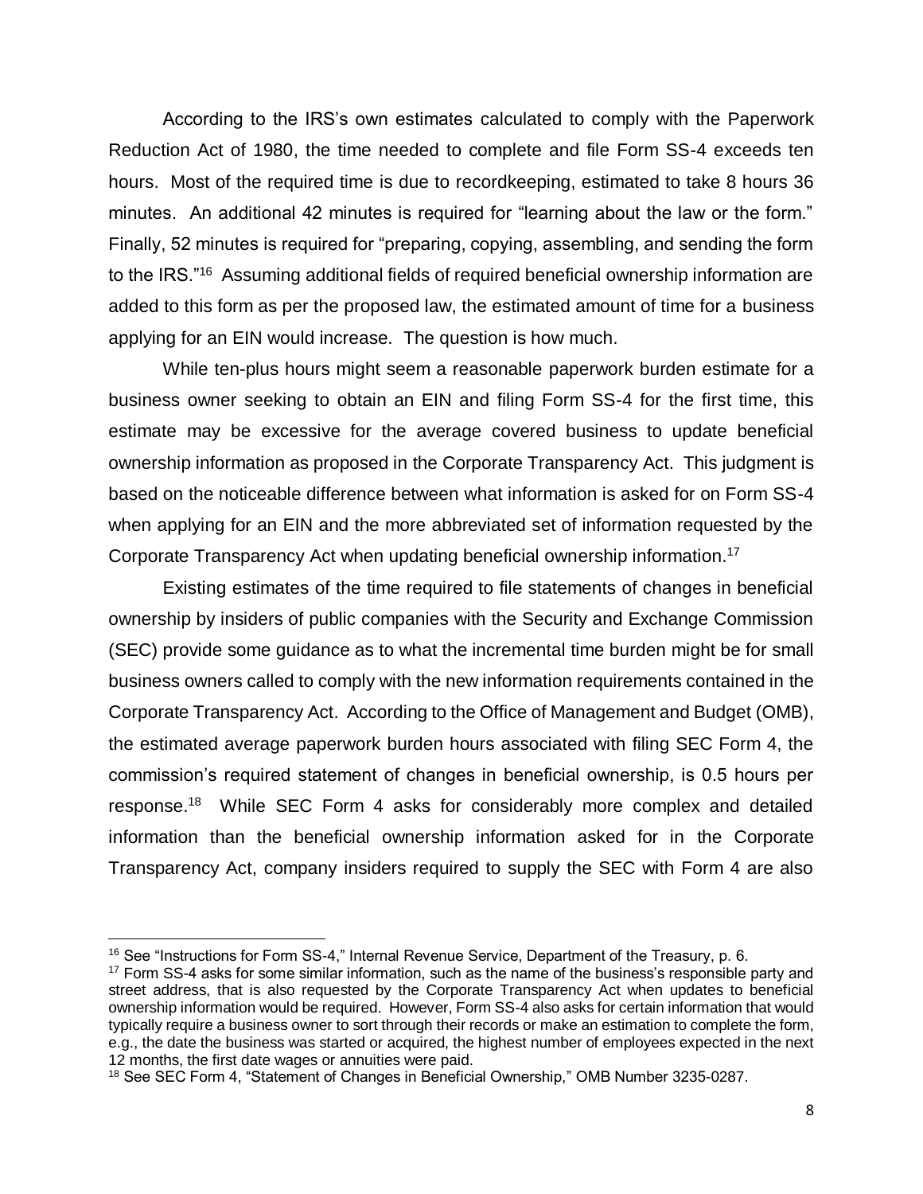According to the IRS's own estimates calculated to comply with the Paperwork Reduction Act of 1980, the time needed to complete and file Form SS-4 exceeds ten hours. Most of the required time is due to recordkeeping, estimated to take 8 hours 36 minutes. An additional 42 minutes is required for "learning about the law or the form." Finally, 52 minutes is required for "preparing, copying, assembling, and sending the form to the IRS."[16] Assuming additional fields of required beneficial ownership information are added to this form as per the proposed law, the estimated amount of time for a business applying for an EIN would increase. The question is how much.

While ten-plus hours might seem a reasonable paperwork burden estimate for a business owner seeking to obtain an EIN and filing Form SS-4 for the first time, this estimate may be excessive for the average covered business to update beneficial ownership information as proposed in the Corporate Transparency Act. This judgment is based on the noticeable difference between what information is asked for on Form SS-4 when applying for an EIN and the more abbreviated set of information requested by the Corporate Transparency Act when updating beneficial ownership information.[17]

Existing estimates of the time required to file statements of changes in beneficial ownership by insiders of public companies with the Security and Exchange Commission (SEC) provide some guidance as to what the incremental time burden might be for small business owners called to comply with the new information requirements contained in the Corporate Transparency Act. According to the Office of Management and Budget (OMB), the estimated average paperwork burden hours associated with filing SEC Form 4, the commission's required statement of changes in beneficial ownership, is 0.5 hours per response.[18] While SEC Form 4 asks for considerably more complex and detailed information than the beneficial ownership information asked for in the Corporate Transparency Act, company insiders required to supply the SEC with Form 4 are also

---

[16] See "Instructions for Form SS-4," Internal Revenue Service, Department of the Treasury, p. 6.

[17] Form SS-4 asks for some similar information, such as the name of the business's responsible party and street address, that is also requested by the Corporate Transparency Act when updates to beneficial ownership information would be required. However, Form SS-4 also asks for certain information that would typically require a business owner to sort through their records or make an estimation to complete the form, e.g., the date the business was started or acquired, the highest number of employees expected in the next 12 months, the first date wages or annuities were paid.

[18] See SEC Form 4, "Statement of Changes in Beneficial Ownership," OMB Number 3235-0287.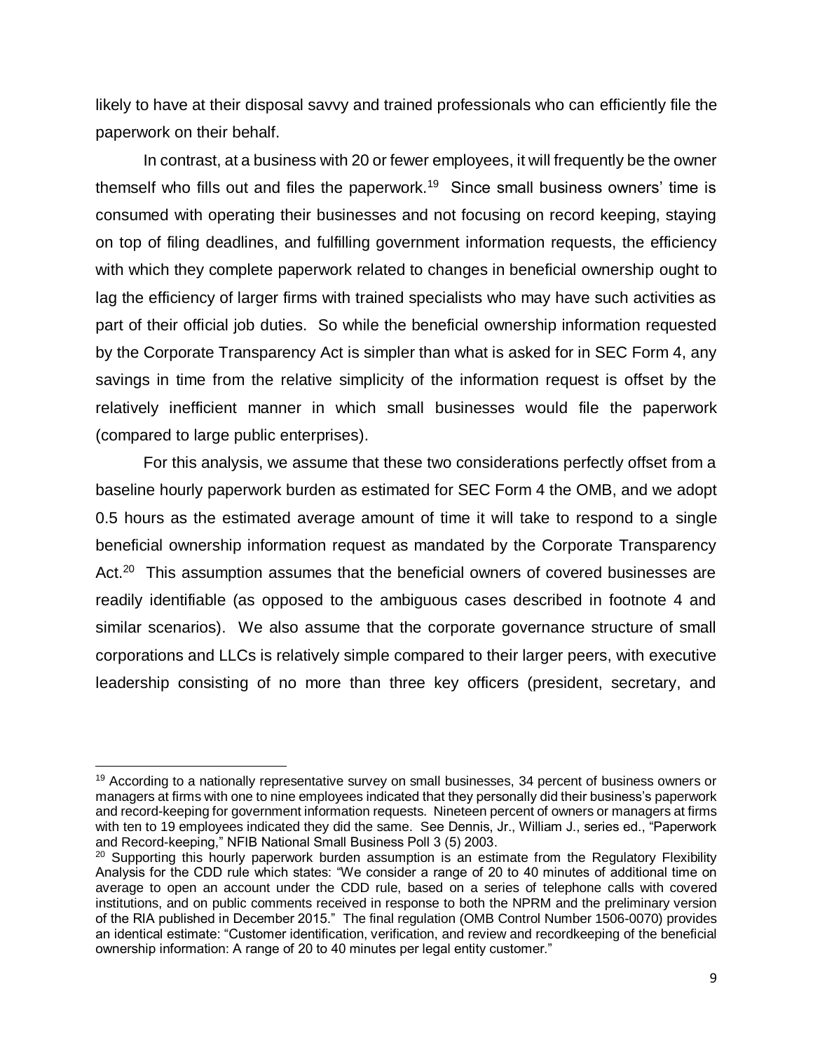likely to have at their disposal savvy and trained professionals who can efficiently file the paperwork on their behalf.

In contrast, at a business with 20 or fewer employees, it will frequently be the owner themself who fills out and files the paperwork.[19] Since small business owners' time is consumed with operating their businesses and not focusing on record keeping, staying on top of filing deadlines, and fulfilling government information requests, the efficiency with which they complete paperwork related to changes in beneficial ownership ought to lag the efficiency of larger firms with trained specialists who may have such activities as part of their official job duties. So while the beneficial ownership information requested by the Corporate Transparency Act is simpler than what is asked for in SEC Form 4, any savings in time from the relative simplicity of the information request is offset by the relatively inefficient manner in which small businesses would file the paperwork (compared to large public enterprises).

For this analysis, we assume that these two considerations perfectly offset from a baseline hourly paperwork burden as estimated for SEC Form 4 the OMB, and we adopt 0.5 hours as the estimated average amount of time it will take to respond to a single beneficial ownership information request as mandated by the Corporate Transparency Act.[20] This assumption assumes that the beneficial owners of covered businesses are readily identifiable (as opposed to the ambiguous cases described in footnote 4 and similar scenarios). We also assume that the corporate governance structure of small corporations and LLCs is relatively simple compared to their larger peers, with executive leadership consisting of no more than three key officers (president, secretary, and

---

[19] According to a nationally representative survey on small businesses, 34 percent of business owners or managers at firms with one to nine employees indicated that they personally did their business's paperwork and record-keeping for government information requests. Nineteen percent of owners or managers at firms with ten to 19 employees indicated they did the same. See Dennis, Jr., William J., series ed., "Paperwork and Record-keeping," NFIB National Small Business Poll 3 (5) 2003.

[20] Supporting this hourly paperwork burden assumption is an estimate from the Regulatory Flexibility Analysis for the CDD rule which states: "We consider a range of 20 to 40 minutes of additional time on average to open an account under the CDD rule, based on a series of telephone calls with covered institutions, and on public comments received in response to both the NPRM and the preliminary version of the RIA published in December 2015." The final regulation (OMB Control Number 1506-0070) provides an identical estimate: "Customer identification, verification, and review and recordkeeping of the beneficial ownership information: A range of 20 to 40 minutes per legal entity customer."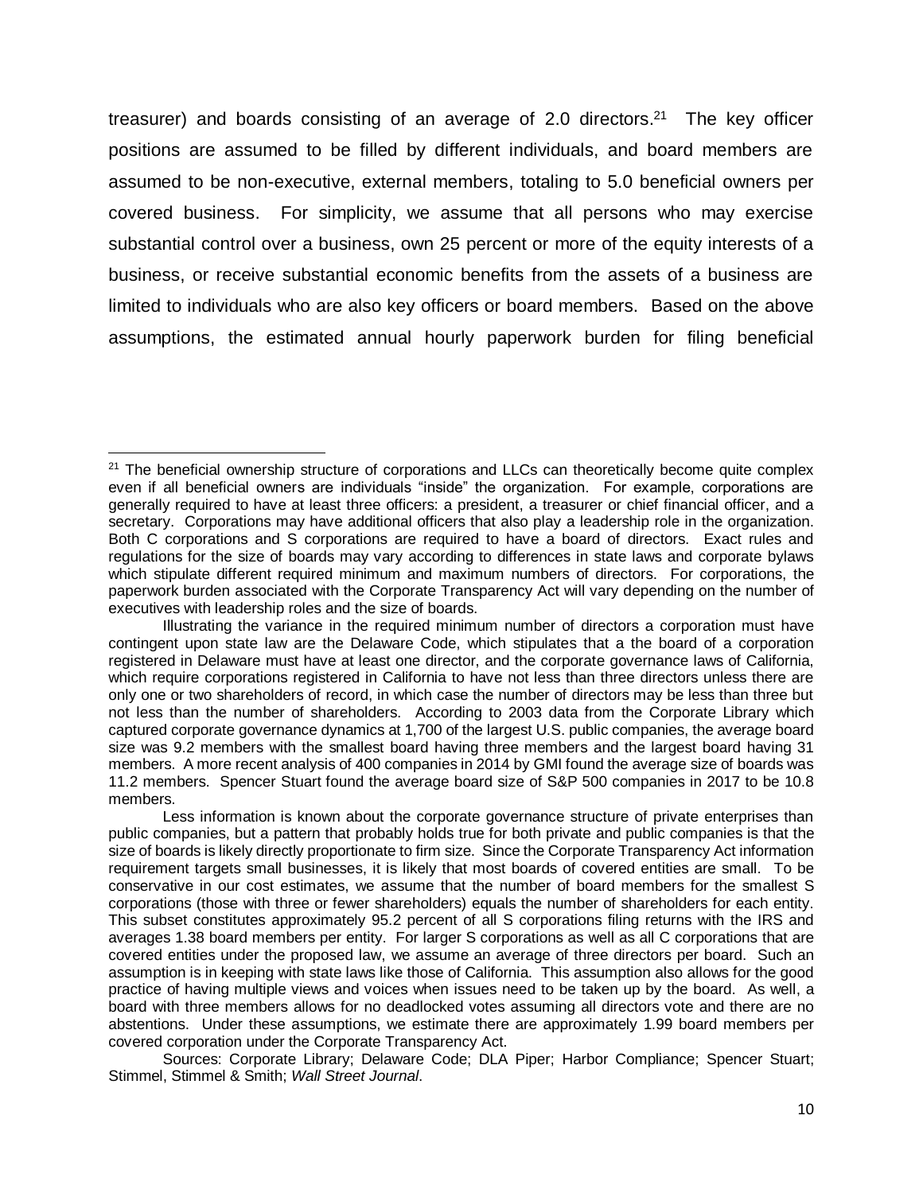treasurer) and boards consisting of an average of 2.0 directors.[21] The key officer positions are assumed to be filled by different individuals, and board members are assumed to be non-executive, external members, totaling to 5.0 beneficial owners per covered business. For simplicity, we assume that all persons who may exercise substantial control over a business, own 25 percent or more of the equity interests of a business, or receive substantial economic benefits from the assets of a business are limited to individuals who are also key officers or board members. Based on the above assumptions, the estimated annual hourly paperwork burden for filing beneficial

---

[21] The beneficial ownership structure of corporations and LLCs can theoretically become quite complex even if all beneficial owners are individuals "inside" the organization. For example, corporations are generally required to have at least three officers: a president, a treasurer or chief financial officer, and a secretary. Corporations may have additional officers that also play a leadership role in the organization. Both C corporations and S corporations are required to have a board of directors. Exact rules and regulations for the size of boards may vary according to differences in state laws and corporate bylaws which stipulate different required minimum and maximum numbers of directors. For corporations, the paperwork burden associated with the Corporate Transparency Act will vary depending on the number of executives with leadership roles and the size of boards.

Illustrating the variance in the required minimum number of directors a corporation must have contingent upon state law are the Delaware Code, which stipulates that a the board of a corporation registered in Delaware must have at least one director, and the corporate governance laws of California, which require corporations registered in California to have not less than three directors unless there are only one or two shareholders of record, in which case the number of directors may be less than three but not less than the number of shareholders. According to 2003 data from the Corporate Library which captured corporate governance dynamics at 1,700 of the largest U.S. public companies, the average board size was 9.2 members with the smallest board having three members and the largest board having 31 members. A more recent analysis of 400 companies in 2014 by GMI found the average size of boards was 11.2 members. Spencer Stuart found the average board size of S&P 500 companies in 2017 to be 10.8 members.

Less information is known about the corporate governance structure of private enterprises than public companies, but a pattern that probably holds true for both private and public companies is that the size of boards is likely directly proportionate to firm size. Since the Corporate Transparency Act information requirement targets small businesses, it is likely that most boards of covered entities are small. To be conservative in our cost estimates, we assume that the number of board members for the smallest S corporations (those with three or fewer shareholders) equals the number of shareholders for each entity. This subset constitutes approximately 95.2 percent of all S corporations filing returns with the IRS and averages 1.38 board members per entity. For larger S corporations as well as all C corporations that are covered entities under the proposed law, we assume an average of three directors per board. Such an assumption is in keeping with state laws like those of California. This assumption also allows for the good practice of having multiple views and voices when issues need to be taken up by the board. As well, a board with three members allows for no deadlocked votes assuming all directors vote and there are no abstentions. Under these assumptions, we estimate there are approximately 1.99 board members per covered corporation under the Corporate Transparency Act.

Sources: Corporate Library; Delaware Code; DLA Piper; Harbor Compliance; Spencer Stuart; Stimmel, Stimmel & Smith; *Wall Street Journal*.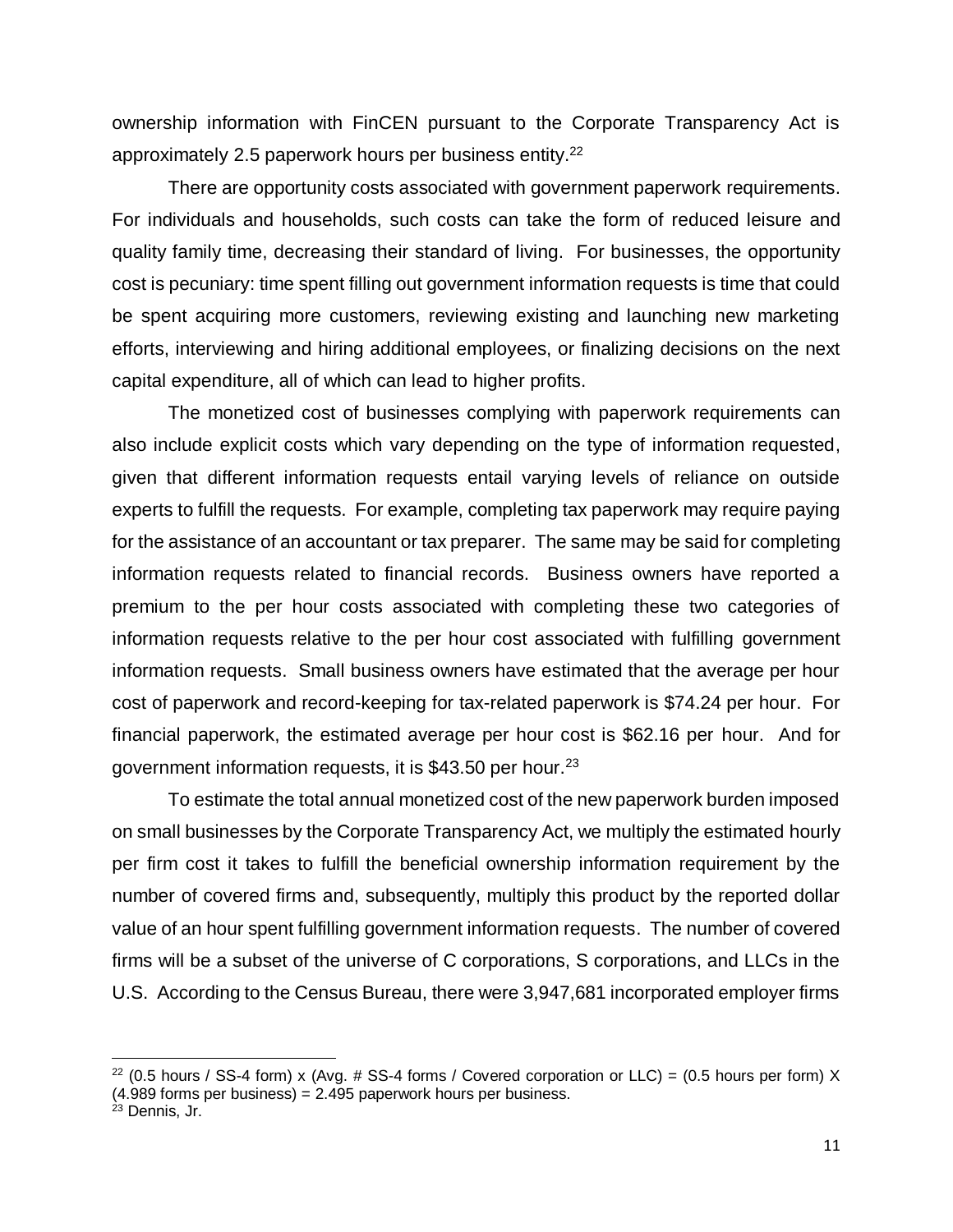ownership information with FinCEN pursuant to the Corporate Transparency Act is approximately 2.5 paperwork hours per business entity.[22]

There are opportunity costs associated with government paperwork requirements. For individuals and households, such costs can take the form of reduced leisure and quality family time, decreasing their standard of living. For businesses, the opportunity cost is pecuniary: time spent filling out government information requests is time that could be spent acquiring more customers, reviewing existing and launching new marketing efforts, interviewing and hiring additional employees, or finalizing decisions on the next capital expenditure, all of which can lead to higher profits.

The monetized cost of businesses complying with paperwork requirements can also include explicit costs which vary depending on the type of information requested, given that different information requests entail varying levels of reliance on outside experts to fulfill the requests. For example, completing tax paperwork may require paying for the assistance of an accountant or tax preparer. The same may be said for completing information requests related to financial records. Business owners have reported a premium to the per hour costs associated with completing these two categories of information requests relative to the per hour cost associated with fulfilling government information requests. Small business owners have estimated that the average per hour cost of paperwork and record-keeping for tax-related paperwork is $74.24 per hour. For financial paperwork, the estimated average per hour cost is $62.16 per hour. And for government information requests, it is $43.50 per hour.[23]

To estimate the total annual monetized cost of the new paperwork burden imposed on small businesses by the Corporate Transparency Act, we multiply the estimated hourly per firm cost it takes to fulfill the beneficial ownership information requirement by the number of covered firms and, subsequently, multiply this product by the reported dollar value of an hour spent fulfilling government information requests. The number of covered firms will be a subset of the universe of C corporations, S corporations, and LLCs in the U.S. According to the Census Bureau, there were 3,947,681 incorporated employer firms

---

[22] (0.5 hours / SS-4 form) x (Avg. # SS-4 forms / Covered corporation or LLC) = (0.5 hours per form) X (4.989 forms per business) = 2.495 paperwork hours per business.

[23] Dennis, Jr.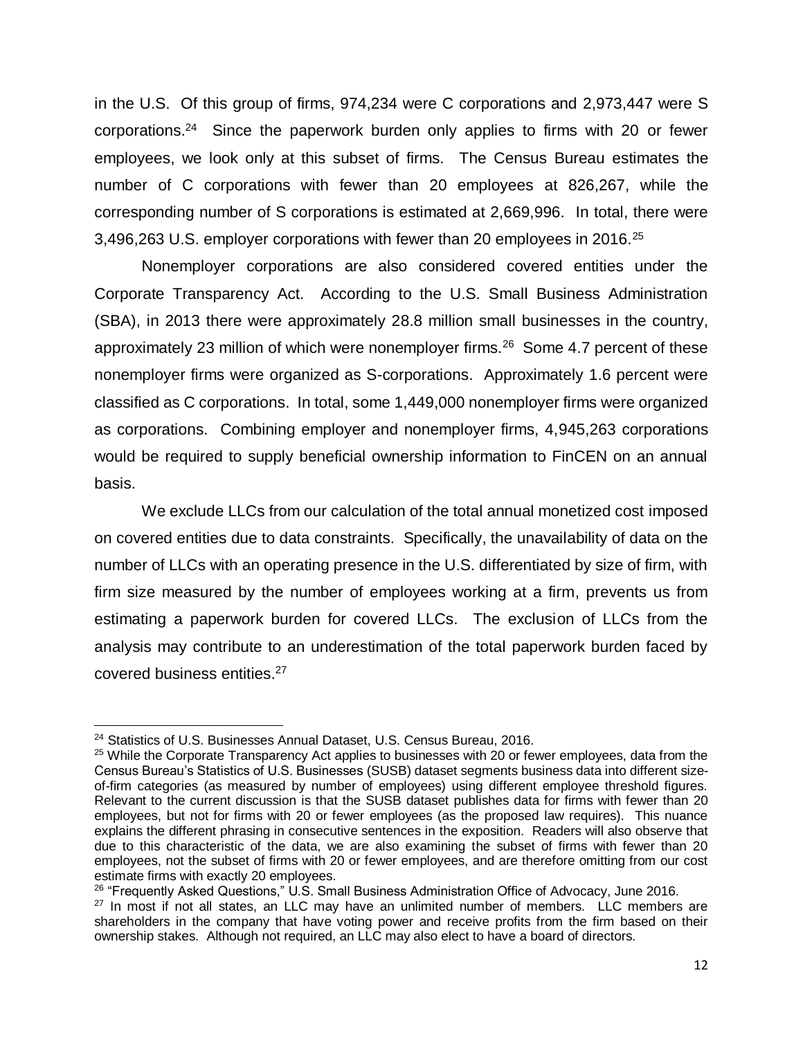in the U.S. Of this group of firms, 974,234 were C corporations and 2,973,447 were S corporations.[24] Since the paperwork burden only applies to firms with 20 or fewer employees, we look only at this subset of firms. The Census Bureau estimates the number of C corporations with fewer than 20 employees at 826,267, while the corresponding number of S corporations is estimated at 2,669,996. In total, there were 3,496,263 U.S. employer corporations with fewer than 20 employees in 2016.[25]

Nonemployer corporations are also considered covered entities under the Corporate Transparency Act. According to the U.S. Small Business Administration (SBA), in 2013 there were approximately 28.8 million small businesses in the country, approximately 23 million of which were nonemployer firms.[26] Some 4.7 percent of these nonemployer firms were organized as S-corporations. Approximately 1.6 percent were classified as C corporations. In total, some 1,449,000 nonemployer firms were organized as corporations. Combining employer and nonemployer firms, 4,945,263 corporations would be required to supply beneficial ownership information to FinCEN on an annual basis.

We exclude LLCs from our calculation of the total annual monetized cost imposed on covered entities due to data constraints. Specifically, the unavailability of data on the number of LLCs with an operating presence in the U.S. differentiated by size of firm, with firm size measured by the number of employees working at a firm, prevents us from estimating a paperwork burden for covered LLCs. The exclusion of LLCs from the analysis may contribute to an underestimation of the total paperwork burden faced by covered business entities.[27]

---

[24] Statistics of U.S. Businesses Annual Dataset, U.S. Census Bureau, 2016.

[25] While the Corporate Transparency Act applies to businesses with 20 or fewer employees, data from the Census Bureau's Statistics of U.S. Businesses (SUSB) dataset segments business data into different size-of-firm categories (as measured by number of employees) using different employee threshold figures. Relevant to the current discussion is that the SUSB dataset publishes data for firms with fewer than 20 employees, but not for firms with 20 or fewer employees (as the proposed law requires). This nuance explains the different phrasing in consecutive sentences in the exposition. Readers will also observe that due to this characteristic of the data, we are also examining the subset of firms with fewer than 20 employees, not the subset of firms with 20 or fewer employees, and are therefore omitting from our cost estimate firms with exactly 20 employees.

[26] "Frequently Asked Questions," U.S. Small Business Administration Office of Advocacy, June 2016.

[27] In most if not all states, an LLC may have an unlimited number of members. LLC members are shareholders in the company that have voting power and receive profits from the firm based on their ownership stakes. Although not required, an LLC may also elect to have a board of directors.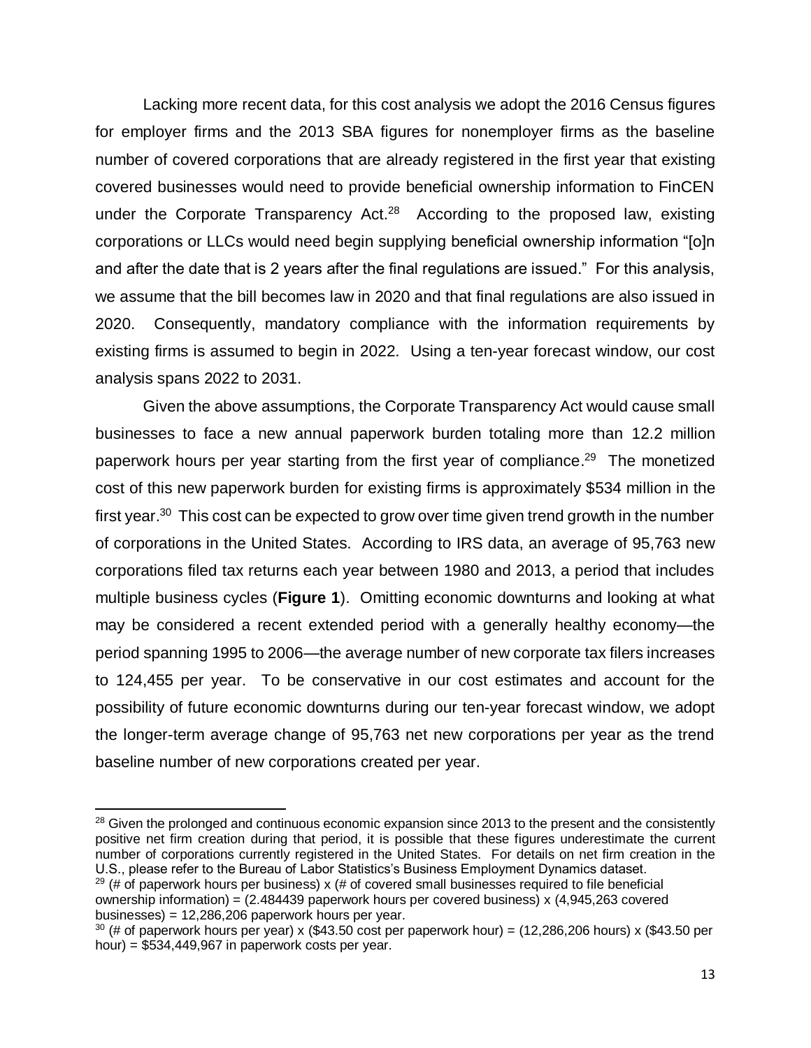Lacking more recent data, for this cost analysis we adopt the 2016 Census figures for employer firms and the 2013 SBA figures for nonemployer firms as the baseline number of covered corporations that are already registered in the first year that existing covered businesses would need to provide beneficial ownership information to FinCEN under the Corporate Transparency Act.[28] According to the proposed law, existing corporations or LLCs would need begin supplying beneficial ownership information "[o]n and after the date that is 2 years after the final regulations are issued." For this analysis, we assume that the bill becomes law in 2020 and that final regulations are also issued in 2020. Consequently, mandatory compliance with the information requirements by existing firms is assumed to begin in 2022. Using a ten-year forecast window, our cost analysis spans 2022 to 2031.

Given the above assumptions, the Corporate Transparency Act would cause small businesses to face a new annual paperwork burden totaling more than 12.2 million paperwork hours per year starting from the first year of compliance.[29] The monetized cost of this new paperwork burden for existing firms is approximately $534 million in the first year.[30] This cost can be expected to grow over time given trend growth in the number of corporations in the United States. According to IRS data, an average of 95,763 new corporations filed tax returns each year between 1980 and 2013, a period that includes multiple business cycles (**Figure 1**). Omitting economic downturns and looking at what may be considered a recent extended period with a generally healthy economy—the period spanning 1995 to 2006—the average number of new corporate tax filers increases to 124,455 per year. To be conservative in our cost estimates and account for the possibility of future economic downturns during our ten-year forecast window, we adopt the longer-term average change of 95,763 net new corporations per year as the trend baseline number of new corporations created per year.

---

[28] Given the prolonged and continuous economic expansion since 2013 to the present and the consistently positive net firm creation during that period, it is possible that these figures underestimate the current number of corporations currently registered in the United States. For details on net firm creation in the U.S., please refer to the Bureau of Labor Statistics's Business Employment Dynamics dataset.

[29] (# of paperwork hours per business) x (# of covered small businesses required to file beneficial ownership information) = (2.484439 paperwork hours per covered business) x (4,945,263 covered businesses) = 12,286,206 paperwork hours per year.

[30] (# of paperwork hours per year) x ($43.50 cost per paperwork hour) = (12,286,206 hours) x ($43.50 per hour) = $534,449,967 in paperwork costs per year.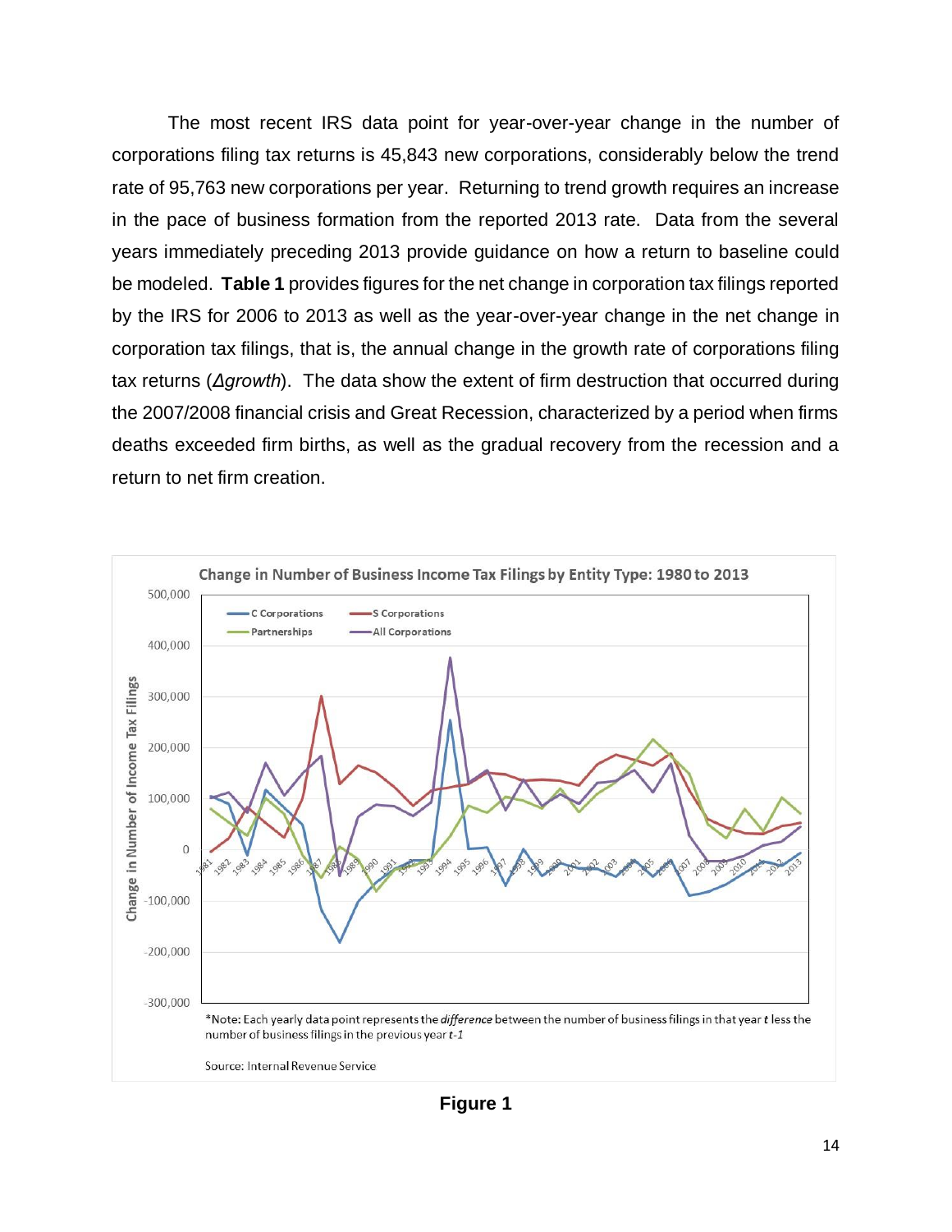The most recent IRS data point for year-over-year change in the number of corporations filing tax returns is 45,843 new corporations, considerably below the trend rate of 95,763 new corporations per year. Returning to trend growth requires an increase in the pace of business formation from the reported 2013 rate. Data from the several years immediately preceding 2013 provide guidance on how a return to baseline could be modeled. **Table 1** provides figures for the net change in corporation tax filings reported by the IRS for 2006 to 2013 as well as the year-over-year change in the net change in corporation tax filings, that is, the annual change in the growth rate of corporations filing tax returns (*Δgrowth*). The data show the extent of firm destruction that occurred during the 2007/2008 financial crisis and Great Recession, characterized by a period when firms deaths exceeded firm births, as well as the gradual recovery from the recession and a return to net firm creation.

**Change in Number of Business Income Tax Filings by Entity Type: 1980 to 2013**

*Note: Each yearly data point represents the *difference* between the number of business filings in that year *t* less the number of business filings in the previous year *t-1*

Source: Internal Revenue Service

**Figure 1**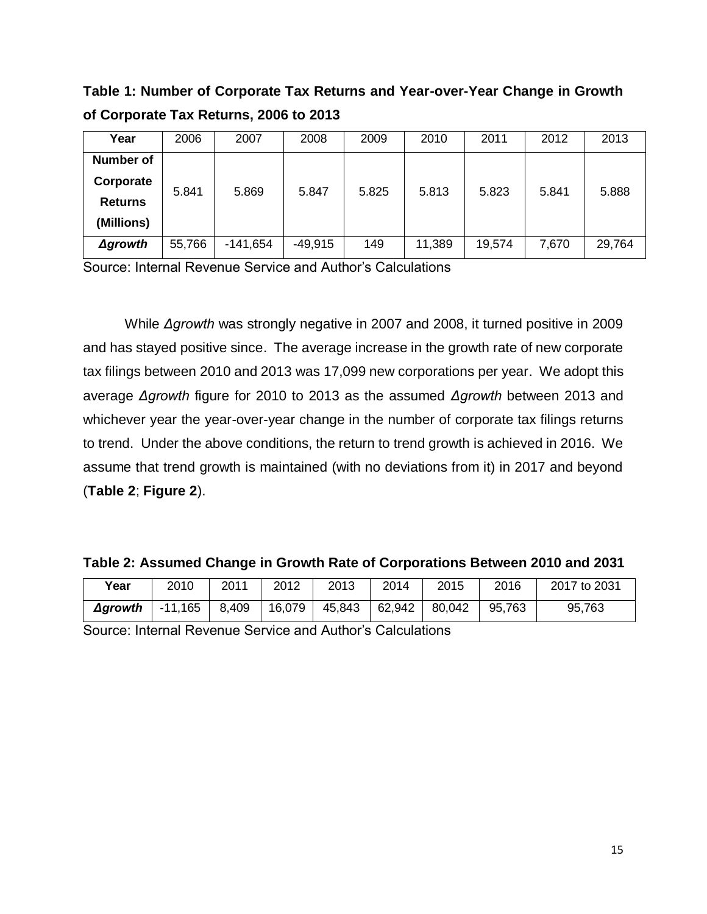**Table 1: Number of Corporate Tax Returns and Year-over-Year Change in Growth of Corporate Tax Returns, 2006 to 2013**

| Year | 2006 | 2007 | 2008 | 2009 | 2010 | 2011 | 2012 | 2013 |
|---|---|---|---|---|---|---|---|---|
| **Number of Corporate Returns (Millions)** | 5.841 | 5.869 | 5.847 | 5.825 | 5.813 | 5.823 | 5.841 | 5.888 |
| ***Δgrowth*** | 55,766 | -141,654 | -49,915 | 149 | 11,389 | 19,574 | 7,670 | 29,764 |

Source: Internal Revenue Service and Author's Calculations

While *Δgrowth* was strongly negative in 2007 and 2008, it turned positive in 2009 and has stayed positive since. The average increase in the growth rate of new corporate tax filings between 2010 and 2013 was 17,099 new corporations per year. We adopt this average *Δgrowth* figure for 2010 to 2013 as the assumed *Δgrowth* between 2013 and whichever year the year-over-year change in the number of corporate tax filings returns to trend. Under the above conditions, the return to trend growth is achieved in 2016. We assume that trend growth is maintained (with no deviations from it) in 2017 and beyond (**Table 2**; **Figure 2**).

**Table 2: Assumed Change in Growth Rate of Corporations Between 2010 and 2031**

| Year | 2010 | 2011 | 2012 | 2013 | 2014 | 2015 | 2016 | 2017 to 2031 |
|---|---|---|---|---|---|---|---|---|
| ***Δgrowth*** | -11,165 | 8,409 | 16,079 | 45,843 | 62,942 | 80,042 | 95,763 | 95,763 |

Source: Internal Revenue Service and Author's Calculations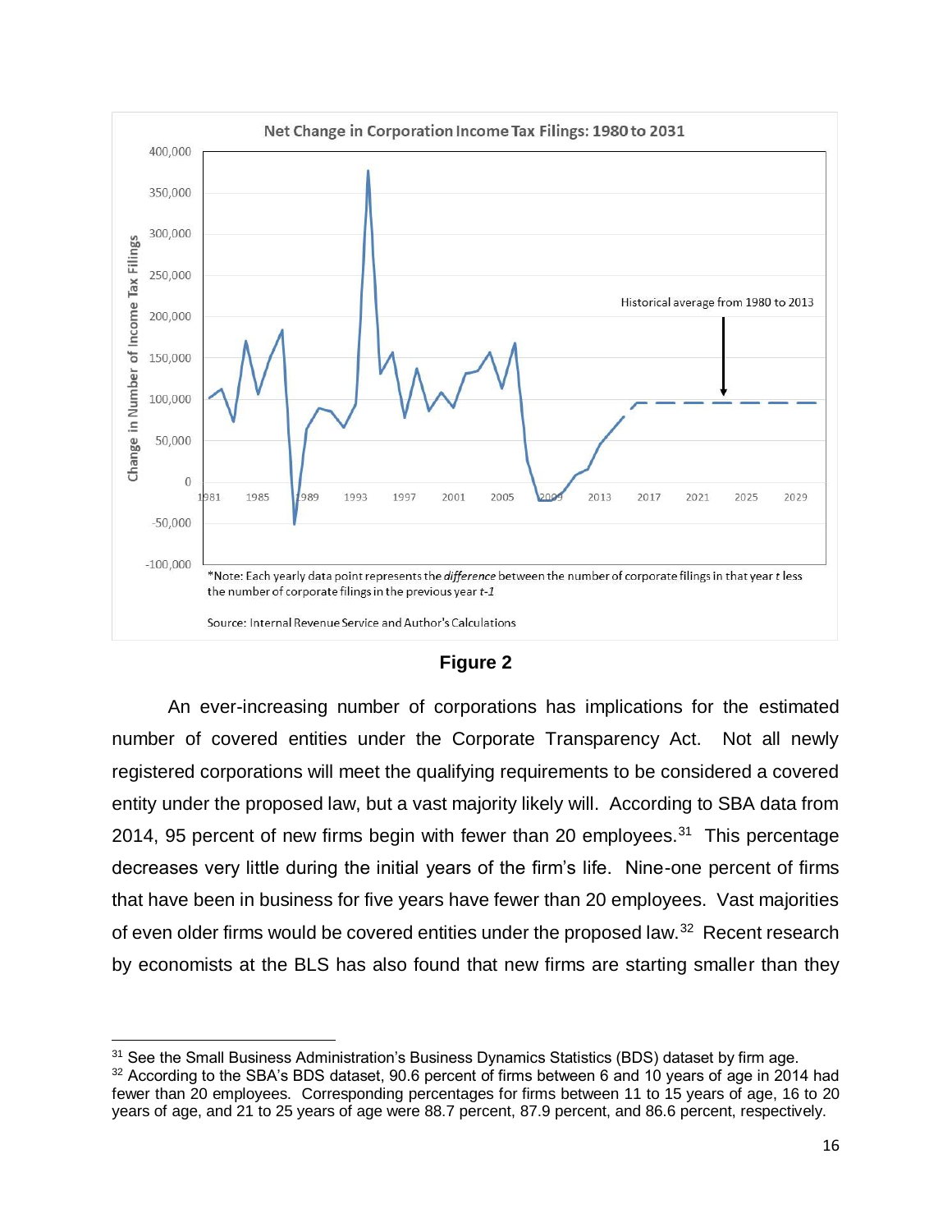Net Change in Corporation Income Tax Filings: 1980 to 2031

*Note: Each yearly data point represents the *difference* between the number of corporate filings in that year *t* less the number of corporate filings in the previous year *t-1*

Source: Internal Revenue Service and Author's Calculations

**Figure 2**

An ever-increasing number of corporations has implications for the estimated number of covered entities under the Corporate Transparency Act. Not all newly registered corporations will meet the qualifying requirements to be considered a covered entity under the proposed law, but a vast majority likely will. According to SBA data from 2014, 95 percent of new firms begin with fewer than 20 employees.[31] This percentage decreases very little during the initial years of the firm's life. Nine-one percent of firms that have been in business for five years have fewer than 20 employees. Vast majorities of even older firms would be covered entities under the proposed law.[32] Recent research by economists at the BLS has also found that new firms are starting smaller than they

---

[31] See the Small Business Administration's Business Dynamics Statistics (BDS) dataset by firm age.

[32] According to the SBA's BDS dataset, 90.6 percent of firms between 6 and 10 years of age in 2014 had fewer than 20 employees. Corresponding percentages for firms between 11 to 15 years of age, 16 to 20 years of age, and 21 to 25 years of age were 88.7 percent, 87.9 percent, and 86.6 percent, respectively.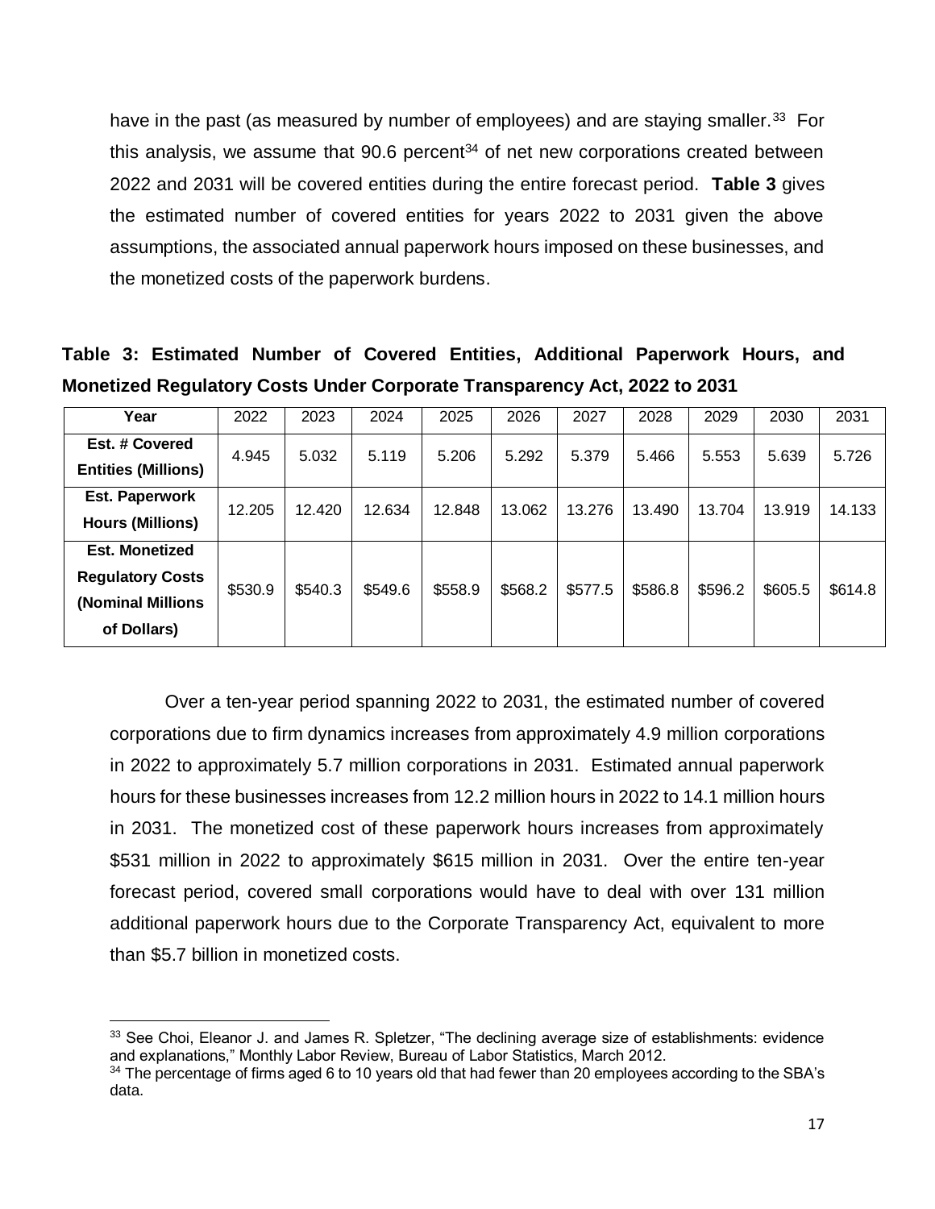have in the past (as measured by number of employees) and are staying smaller.[33] For this analysis, we assume that 90.6 percent[34] of net new corporations created between 2022 and 2031 will be covered entities during the entire forecast period. **Table 3** gives the estimated number of covered entities for years 2022 to 2031 given the above assumptions, the associated annual paperwork hours imposed on these businesses, and the monetized costs of the paperwork burdens.

**Table 3: Estimated Number of Covered Entities, Additional Paperwork Hours, and Monetized Regulatory Costs Under Corporate Transparency Act, 2022 to 2031**

| Year | 2022 | 2023 | 2024 | 2025 | 2026 | 2027 | 2028 | 2029 | 2030 | 2031 |
|---|---|---|---|---|---|---|---|---|---|---|
| **Est. # Covered Entities (Millions)** | 4.945 | 5.032 | 5.119 | 5.206 | 5.292 | 5.379 | 5.466 | 5.553 | 5.639 | 5.726 |
| **Est. Paperwork Hours (Millions)** | 12.205 | 12.420 | 12.634 | 12.848 | 13.062 | 13.276 | 13.490 | 13.704 | 13.919 | 14.133 |
| **Est. Monetized Regulatory Costs (Nominal Millions of Dollars)** | \$530.9 | \$540.3 | \$549.6 | \$558.9 | \$568.2 | \$577.5 | \$586.8 | \$596.2 | \$605.5 | \$614.8 |

Over a ten-year period spanning 2022 to 2031, the estimated number of covered corporations due to firm dynamics increases from approximately 4.9 million corporations in 2022 to approximately 5.7 million corporations in 2031. Estimated annual paperwork hours for these businesses increases from 12.2 million hours in 2022 to 14.1 million hours in 2031. The monetized cost of these paperwork hours increases from approximately \$531 million in 2022 to approximately \$615 million in 2031. Over the entire ten-year forecast period, covered small corporations would have to deal with over 131 million additional paperwork hours due to the Corporate Transparency Act, equivalent to more than \$5.7 billion in monetized costs.

---

[33] See Choi, Eleanor J. and James R. Spletzer, "The declining average size of establishments: evidence and explanations," Monthly Labor Review, Bureau of Labor Statistics, March 2012.

[34] The percentage of firms aged 6 to 10 years old that had fewer than 20 employees according to the SBA's data.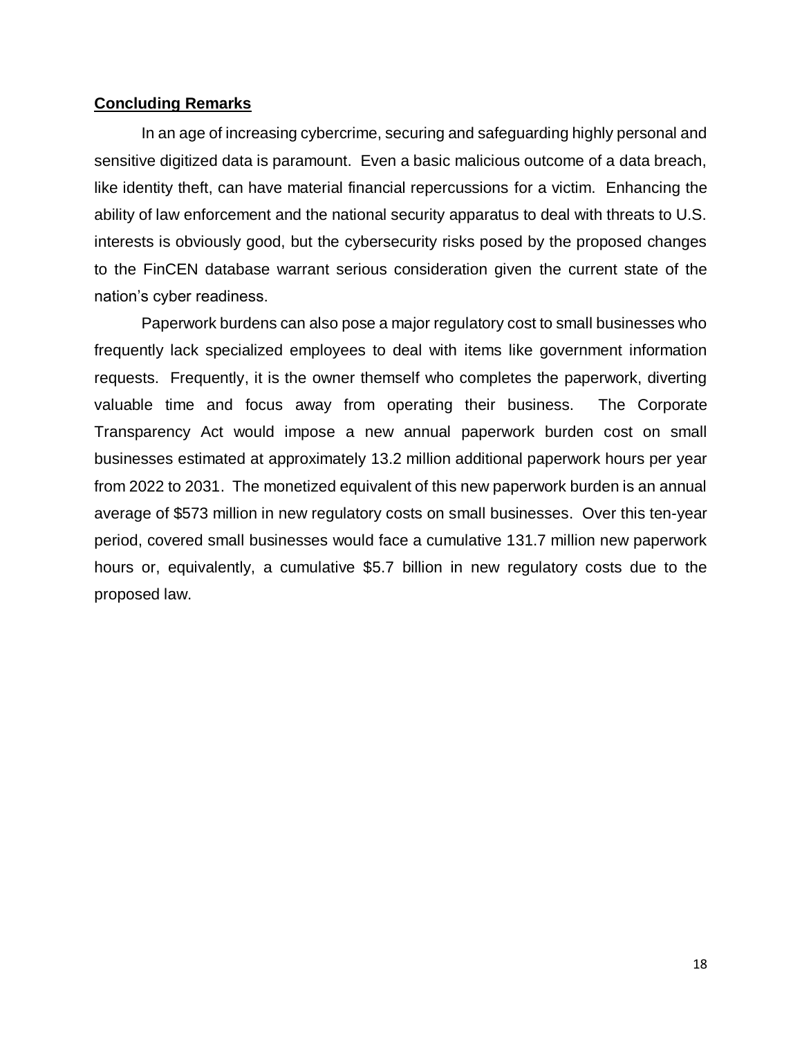## Concluding Remarks

In an age of increasing cybercrime, securing and safeguarding highly personal and sensitive digitized data is paramount. Even a basic malicious outcome of a data breach, like identity theft, can have material financial repercussions for a victim. Enhancing the ability of law enforcement and the national security apparatus to deal with threats to U.S. interests is obviously good, but the cybersecurity risks posed by the proposed changes to the FinCEN database warrant serious consideration given the current state of the nation's cyber readiness.

Paperwork burdens can also pose a major regulatory cost to small businesses who frequently lack specialized employees to deal with items like government information requests. Frequently, it is the owner themself who completes the paperwork, diverting valuable time and focus away from operating their business. The Corporate Transparency Act would impose a new annual paperwork burden cost on small businesses estimated at approximately 13.2 million additional paperwork hours per year from 2022 to 2031. The monetized equivalent of this new paperwork burden is an annual average of $573 million in new regulatory costs on small businesses. Over this ten-year period, covered small businesses would face a cumulative 131.7 million new paperwork hours or, equivalently, a cumulative $5.7 billion in new regulatory costs due to the proposed law.